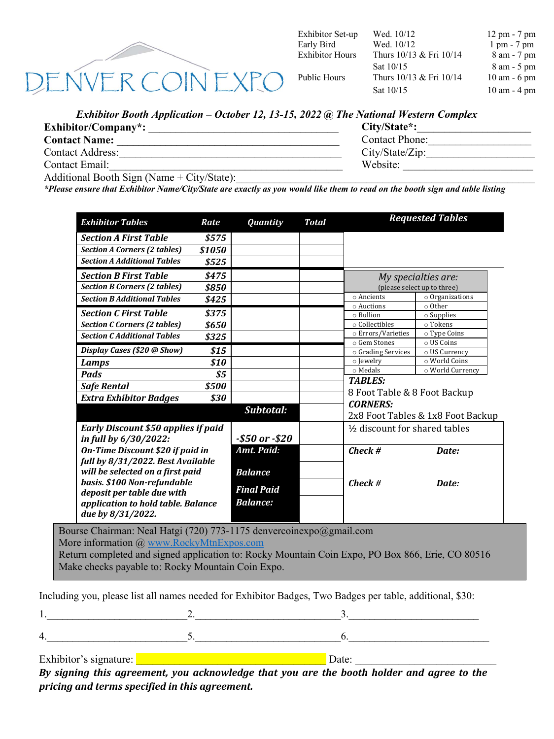# DENVER COIN EXPO

| | | |
|---|---|---|
| Exhibitor Set-up | Wed. 10/12 | 12 pm - 7 pm |
| Early Bird | Wed. 10/12 | 1 pm - 7 pm |
| Exhibitor Hours | Thurs 10/13 & Fri 10/14 | 8 am - 7 pm |
| | Sat 10/15 | 8 am - 5 pm |
| Public Hours | Thurs 10/13 & Fri 10/14 | 10 am - 6 pm |
| | Sat 10/15 | 10 am - 4 pm |

***Exhibitor Booth Application – October 12, 13-15, 2022 @ The National Western Complex***

**Exhibitor/Company*:** ___________________________________ **City/State*:**____________________

**Contact Name:** ______________________________________ Contact Phone:___________________

Contact Address:_______________________________________ City/State/Zip:____________________

Contact Email:_________________________________________ Website: _________________________

Additional Booth Sign (Name + City/State):_______________________________________________

***Please ensure that Exhibitor Name/City/State are exactly as you would like them to read on the booth sign and table listing***

| ***Exhibitor Tables*** | ***Rate*** | ***Quantity*** | ***Total*** |
|---|---|---|---|
| ***Section A First Table*** | ***$575*** | | |
| ***Section A Corners (2 tables)*** | ***$1050*** | | |
| ***Section A Additional Tables*** | ***$525*** | | |
| ***Section B First Table*** | ***$475*** | | |
| ***Section B Corners (2 tables)*** | ***$850*** | | |
| ***Section B Additional Tables*** | ***$425*** | | |
| ***Section C First Table*** | ***$375*** | | |
| ***Section C Corners (2 tables)*** | ***$650*** | | |
| ***Section C Additional Tables*** | ***$325*** | | |
| ***Display Cases ($20 @ Show)*** | ***$15*** | | |
| ***Lamps*** | ***$10*** | | |
| ***Pads*** | ***$5*** | | |
| ***Safe Rental*** | ***$500*** | | |
| ***Extra Exhibitor Badges*** | ***$30*** | | |
| | | ***Subtotal:*** | |
| ***Early Discount $50 applies if paid in full by 6/30/2022: On-Time Discount $20 if paid in full by 8/31/2022. Best Available will be selected on a first paid basis. $100 Non-refundable deposit per table due with application to hold table. Balance due by 8/31/2022.*** | | ***-$50 or -$20*** | |
| | | ***Amt. Paid:*** | |
| | | ***Balance*** | |
| | | ***Final Paid Balance:*** | |

***Requested Tables***

*My specialties are:*
(please select up to three)

| | |
|---|---|
| ○ Ancients | ○ Organizations |
| ○ Auctions | ○ Other |
| ○ Bullion | ○ Supplies |
| ○ Collectibles | ○ Tokens |
| ○ Errors/Varieties | ○ Type Coins |
| ○ Gem Stones | ○ US Coins |
| ○ Grading Services | ○ US Currency |
| ○ Jewelry | ○ World Coins |
| ○ Medals | ○ World Currency |

***TABLES:***
8 Foot Table & 8 Foot Backup
***CORNERS:***
2x8 Foot Tables & 1x8 Foot Backup
½ discount for shared tables

***Check #*** ***Date:***

***Check #*** ***Date:***

Bourse Chairman: Neal Hatgi (720) 773-1175 denvercoinexpo@gmail.com
More information @ www.RockyMtnExpos.com
Return completed and signed application to: Rocky Mountain Coin Expo, PO Box 866, Erie, CO 80516
Make checks payable to: Rocky Mountain Coin Expo.

Including you, please list all names needed for Exhibitor Badges, Two Badges per table, additional, $30:

1.__________________________ 2.___________________________ 3.________________________

4.__________________________ 5.___________________________ 6.__________________________

Exhibitor's signature: ________________________________ Date: __________________________

***By signing this agreement, you acknowledge that you are the booth holder and agree to the pricing and terms specified in this agreement.***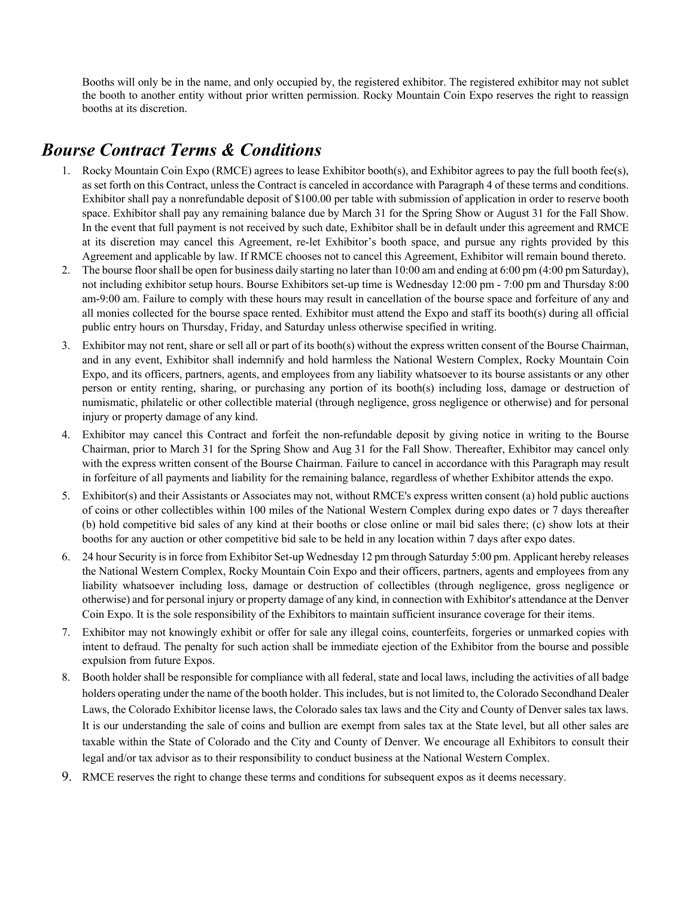Booths will only be in the name, and only occupied by, the registered exhibitor. The registered exhibitor may not sublet the booth to another entity without prior written permission. Rocky Mountain Coin Expo reserves the right to reassign booths at its discretion.

## *Bourse Contract Terms & Conditions*

1. Rocky Mountain Coin Expo (RMCE) agrees to lease Exhibitor booth(s), and Exhibitor agrees to pay the full booth fee(s), as set forth on this Contract, unless the Contract is canceled in accordance with Paragraph 4 of these terms and conditions. Exhibitor shall pay a nonrefundable deposit of $100.00 per table with submission of application in order to reserve booth space. Exhibitor shall pay any remaining balance due by March 31 for the Spring Show or August 31 for the Fall Show. In the event that full payment is not received by such date, Exhibitor shall be in default under this agreement and RMCE at its discretion may cancel this Agreement, re-let Exhibitor's booth space, and pursue any rights provided by this Agreement and applicable by law. If RMCE chooses not to cancel this Agreement, Exhibitor will remain bound thereto.
2. The bourse floor shall be open for business daily starting no later than 10:00 am and ending at 6:00 pm (4:00 pm Saturday), not including exhibitor setup hours. Bourse Exhibitors set-up time is Wednesday 12:00 pm - 7:00 pm and Thursday 8:00 am-9:00 am. Failure to comply with these hours may result in cancellation of the bourse space and forfeiture of any and all monies collected for the bourse space rented. Exhibitor must attend the Expo and staff its booth(s) during all official public entry hours on Thursday, Friday, and Saturday unless otherwise specified in writing.
3. Exhibitor may not rent, share or sell all or part of its booth(s) without the express written consent of the Bourse Chairman, and in any event, Exhibitor shall indemnify and hold harmless the National Western Complex, Rocky Mountain Coin Expo, and its officers, partners, agents, and employees from any liability whatsoever to its bourse assistants or any other person or entity renting, sharing, or purchasing any portion of its booth(s) including loss, damage or destruction of numismatic, philatelic or other collectible material (through negligence, gross negligence or otherwise) and for personal injury or property damage of any kind.
4. Exhibitor may cancel this Contract and forfeit the non-refundable deposit by giving notice in writing to the Bourse Chairman, prior to March 31 for the Spring Show and Aug 31 for the Fall Show. Thereafter, Exhibitor may cancel only with the express written consent of the Bourse Chairman. Failure to cancel in accordance with this Paragraph may result in forfeiture of all payments and liability for the remaining balance, regardless of whether Exhibitor attends the expo.
5. Exhibitor(s) and their Assistants or Associates may not, without RMCE's express written consent (a) hold public auctions of coins or other collectibles within 100 miles of the National Western Complex during expo dates or 7 days thereafter (b) hold competitive bid sales of any kind at their booths or close online or mail bid sales there; (c) show lots at their booths for any auction or other competitive bid sale to be held in any location within 7 days after expo dates.
6. 24 hour Security is in force from Exhibitor Set-up Wednesday 12 pm through Saturday 5:00 pm. Applicant hereby releases the National Western Complex, Rocky Mountain Coin Expo and their officers, partners, agents and employees from any liability whatsoever including loss, damage or destruction of collectibles (through negligence, gross negligence or otherwise) and for personal injury or property damage of any kind, in connection with Exhibitor's attendance at the Denver Coin Expo. It is the sole responsibility of the Exhibitors to maintain sufficient insurance coverage for their items.
7. Exhibitor may not knowingly exhibit or offer for sale any illegal coins, counterfeits, forgeries or unmarked copies with intent to defraud. The penalty for such action shall be immediate ejection of the Exhibitor from the bourse and possible expulsion from future Expos.
8. Booth holder shall be responsible for compliance with all federal, state and local laws, including the activities of all badge holders operating under the name of the booth holder. This includes, but is not limited to, the Colorado Secondhand Dealer Laws, the Colorado Exhibitor license laws, the Colorado sales tax laws and the City and County of Denver sales tax laws. It is our understanding the sale of coins and bullion are exempt from sales tax at the State level, but all other sales are taxable within the State of Colorado and the City and County of Denver. We encourage all Exhibitors to consult their legal and/or tax advisor as to their responsibility to conduct business at the National Western Complex.
9. RMCE reserves the right to change these terms and conditions for subsequent expos as it deems necessary.